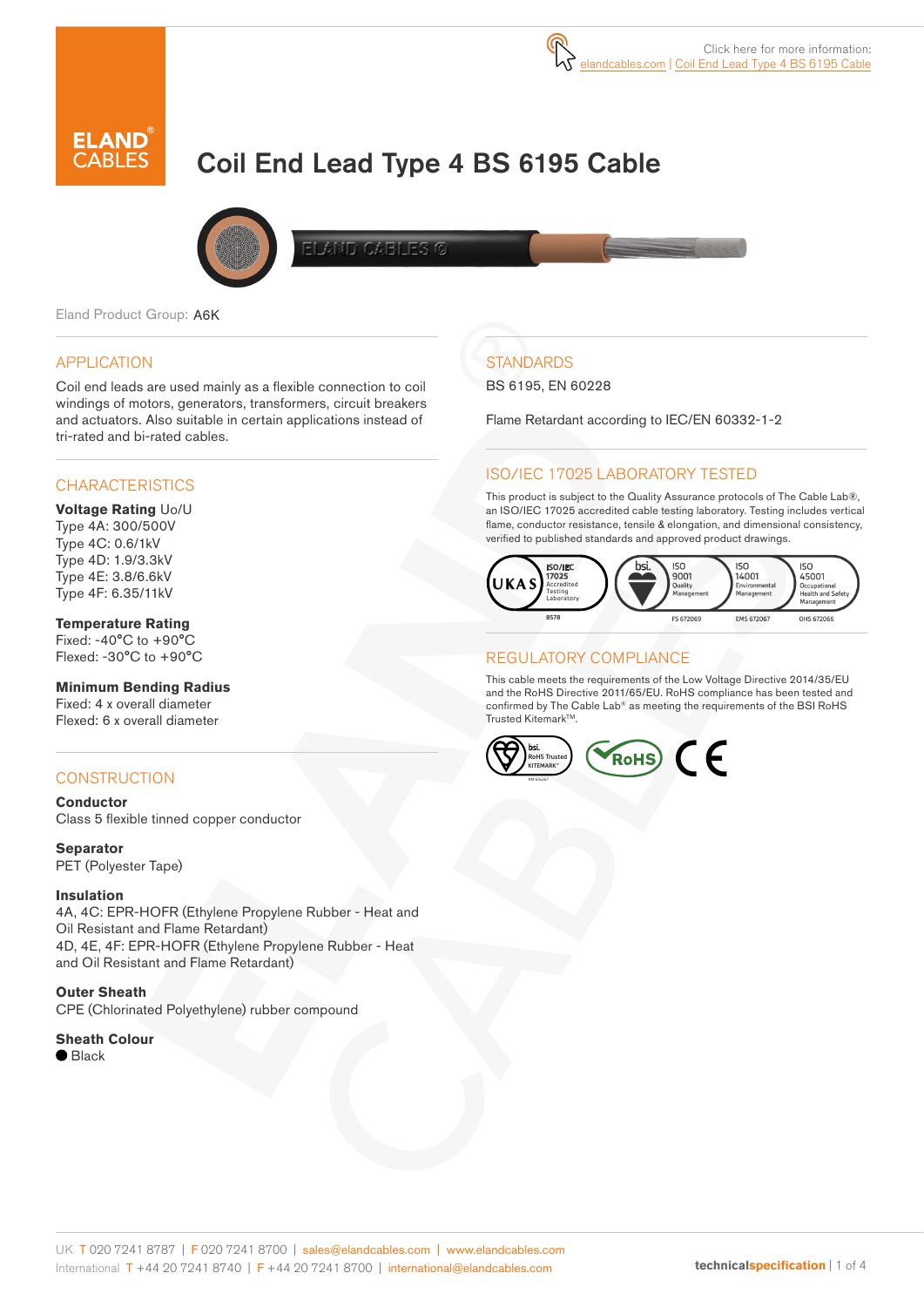Click here for more information: elandcables.com | Coil End Lead Type 4 BS 6195 Cable

# Coil End Lead Type 4 BS 6195 Cable

Eland Product Group: A6K

## APPLICATION

Coil end leads are used mainly as a flexible connection to coil windings of motors, generators, transformers, circuit breakers and actuators. Also suitable in certain applications instead of tri-rated and bi-rated cables.

## CHARACTERISTICS

**Voltage Rating** Uo/U
Type 4A: 300/500V
Type 4C: 0.6/1kV
Type 4D: 1.9/3.3kV
Type 4E: 3.8/6.6kV
Type 4F: 6.35/11kV

**Temperature Rating**
Fixed: -40°C to +90°C
Flexed: -30°C to +90°C

**Minimum Bending Radius**
Fixed: 4 x overall diameter
Flexed: 6 x overall diameter

## CONSTRUCTION

**Conductor**
Class 5 flexible tinned copper conductor

**Separator**
PET (Polyester Tape)

**Insulation**
4A, 4C: EPR-HOFR (Ethylene Propylene Rubber - Heat and Oil Resistant and Flame Retardant)
4D, 4E, 4F: EPR-HOFR (Ethylene Propylene Rubber - Heat and Oil Resistant and Flame Retardant)

**Outer Sheath**
CPE (Chlorinated Polyethylene) rubber compound

**Sheath Colour**
● Black

## STANDARDS

BS 6195, EN 60228

Flame Retardant according to IEC/EN 60332-1-2

## ISO/IEC 17025 LABORATORY TESTED

This product is subject to the Quality Assurance protocols of The Cable Lab®, an ISO/IEC 17025 accredited cable testing laboratory. Testing includes vertical flame, conductor resistance, tensile & elongation, and dimensional consistency, verified to published standards and approved product drawings.

UKAS ISO/IEC 17025 Accredited Testing Laboratory 8578 | bsi. ISO 9001 Quality Management FS 672069 | ISO 14001 Environmental Management EMS 672067 | ISO 45001 Occupational Health and Safety Management OHS 672066

## REGULATORY COMPLIANCE

This cable meets the requirements of the Low Voltage Directive 2014/35/EU and the RoHS Directive 2011/65/EU. RoHS compliance has been tested and confirmed by The Cable Lab® as meeting the requirements of the BSI RoHS Trusted Kitemark™.

bsi. RoHS Trusted KITEMARK™ | RoHS | CE

UK T 020 7241 8787 | F 020 7241 8700 | sales@elandcables.com | www.elandcables.com
International T +44 20 7241 8740 | F +44 20 7241 8700 | international@elandcables.com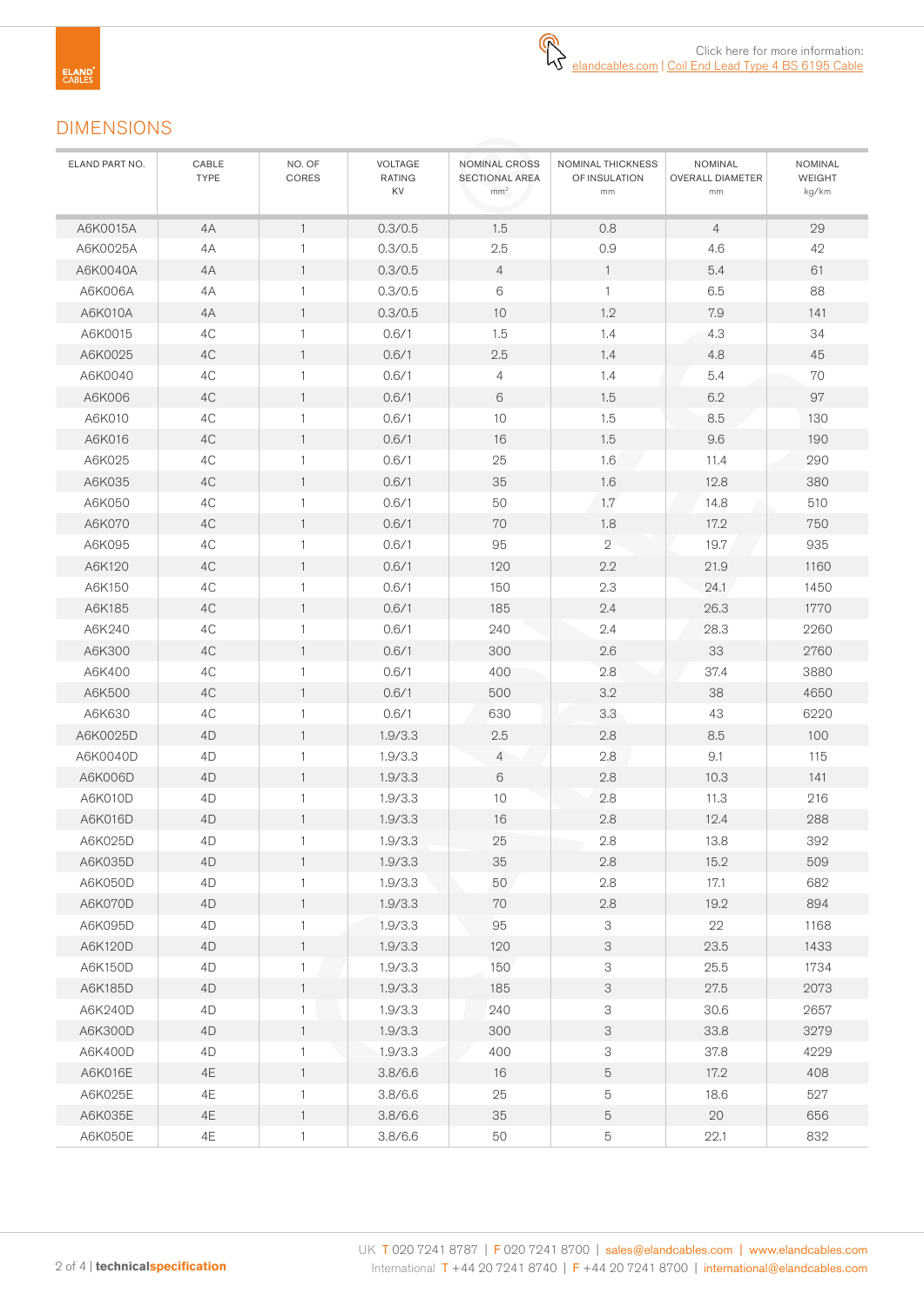Click here for more information:
elandcables.com | Coil End Lead Type 4 BS 6195 Cable

## DIMENSIONS

| ELAND PART NO. | CABLE TYPE | NO. OF CORES | VOLTAGE RATING KV | NOMINAL CROSS SECTIONAL AREA $mm^2$ | NOMINAL THICKNESS OF INSULATION mm | NOMINAL OVERALL DIAMETER mm | NOMINAL WEIGHT kg/km |
|---|---|---|---|---|---|---|---|
| A6K0015A | 4A | 1 | 0.3/0.5 | 1.5 | 0.8 | 4 | 29 |
| A6K0025A | 4A | 1 | 0.3/0.5 | 2.5 | 0.9 | 4.6 | 42 |
| A6K0040A | 4A | 1 | 0.3/0.5 | 4 | 1 | 5.4 | 61 |
| A6K006A | 4A | 1 | 0.3/0.5 | 6 | 1 | 6.5 | 88 |
| A6K010A | 4A | 1 | 0.3/0.5 | 10 | 1.2 | 7.9 | 141 |
| A6K0015 | 4C | 1 | 0.6/1 | 1.5 | 1.4 | 4.3 | 34 |
| A6K0025 | 4C | 1 | 0.6/1 | 2.5 | 1.4 | 4.8 | 45 |
| A6K0040 | 4C | 1 | 0.6/1 | 4 | 1.4 | 5.4 | 70 |
| A6K006 | 4C | 1 | 0.6/1 | 6 | 1.5 | 6.2 | 97 |
| A6K010 | 4C | 1 | 0.6/1 | 10 | 1.5 | 8.5 | 130 |
| A6K016 | 4C | 1 | 0.6/1 | 16 | 1.5 | 9.6 | 190 |
| A6K025 | 4C | 1 | 0.6/1 | 25 | 1.6 | 11.4 | 290 |
| A6K035 | 4C | 1 | 0.6/1 | 35 | 1.6 | 12.8 | 380 |
| A6K050 | 4C | 1 | 0.6/1 | 50 | 1.7 | 14.8 | 510 |
| A6K070 | 4C | 1 | 0.6/1 | 70 | 1.8 | 17.2 | 750 |
| A6K095 | 4C | 1 | 0.6/1 | 95 | 2 | 19.7 | 935 |
| A6K120 | 4C | 1 | 0.6/1 | 120 | 2.2 | 21.9 | 1160 |
| A6K150 | 4C | 1 | 0.6/1 | 150 | 2.3 | 24.1 | 1450 |
| A6K185 | 4C | 1 | 0.6/1 | 185 | 2.4 | 26.3 | 1770 |
| A6K240 | 4C | 1 | 0.6/1 | 240 | 2.4 | 28.3 | 2260 |
| A6K300 | 4C | 1 | 0.6/1 | 300 | 2.6 | 33 | 2760 |
| A6K400 | 4C | 1 | 0.6/1 | 400 | 2.8 | 37.4 | 3880 |
| A6K500 | 4C | 1 | 0.6/1 | 500 | 3.2 | 38 | 4650 |
| A6K630 | 4C | 1 | 0.6/1 | 630 | 3.3 | 43 | 6220 |
| A6K0025D | 4D | 1 | 1.9/3.3 | 2.5 | 2.8 | 8.5 | 100 |
| A6K0040D | 4D | 1 | 1.9/3.3 | 4 | 2.8 | 9.1 | 115 |
| A6K006D | 4D | 1 | 1.9/3.3 | 6 | 2.8 | 10.3 | 141 |
| A6K010D | 4D | 1 | 1.9/3.3 | 10 | 2.8 | 11.3 | 216 |
| A6K016D | 4D | 1 | 1.9/3.3 | 16 | 2.8 | 12.4 | 288 |
| A6K025D | 4D | 1 | 1.9/3.3 | 25 | 2.8 | 13.8 | 392 |
| A6K035D | 4D | 1 | 1.9/3.3 | 35 | 2.8 | 15.2 | 509 |
| A6K050D | 4D | 1 | 1.9/3.3 | 50 | 2.8 | 17.1 | 682 |
| A6K070D | 4D | 1 | 1.9/3.3 | 70 | 2.8 | 19.2 | 894 |
| A6K095D | 4D | 1 | 1.9/3.3 | 95 | 3 | 22 | 1168 |
| A6K120D | 4D | 1 | 1.9/3.3 | 120 | 3 | 23.5 | 1433 |
| A6K150D | 4D | 1 | 1.9/3.3 | 150 | 3 | 25.5 | 1734 |
| A6K185D | 4D | 1 | 1.9/3.3 | 185 | 3 | 27.5 | 2073 |
| A6K240D | 4D | 1 | 1.9/3.3 | 240 | 3 | 30.6 | 2657 |
| A6K300D | 4D | 1 | 1.9/3.3 | 300 | 3 | 33.8 | 3279 |
| A6K400D | 4D | 1 | 1.9/3.3 | 400 | 3 | 37.8 | 4229 |
| A6K016E | 4E | 1 | 3.8/6.6 | 16 | 5 | 17.2 | 408 |
| A6K025E | 4E | 1 | 3.8/6.6 | 25 | 5 | 18.6 | 527 |
| A6K035E | 4E | 1 | 3.8/6.6 | 35 | 5 | 20 | 656 |
| A6K050E | 4E | 1 | 3.8/6.6 | 50 | 5 | 22.1 | 832 |

UK T 020 7241 8787 | F 020 7241 8700 | sales@elandcables.com | www.elandcables.com
International T +44 20 7241 8740 | F +44 20 7241 8700 | international@elandcables.com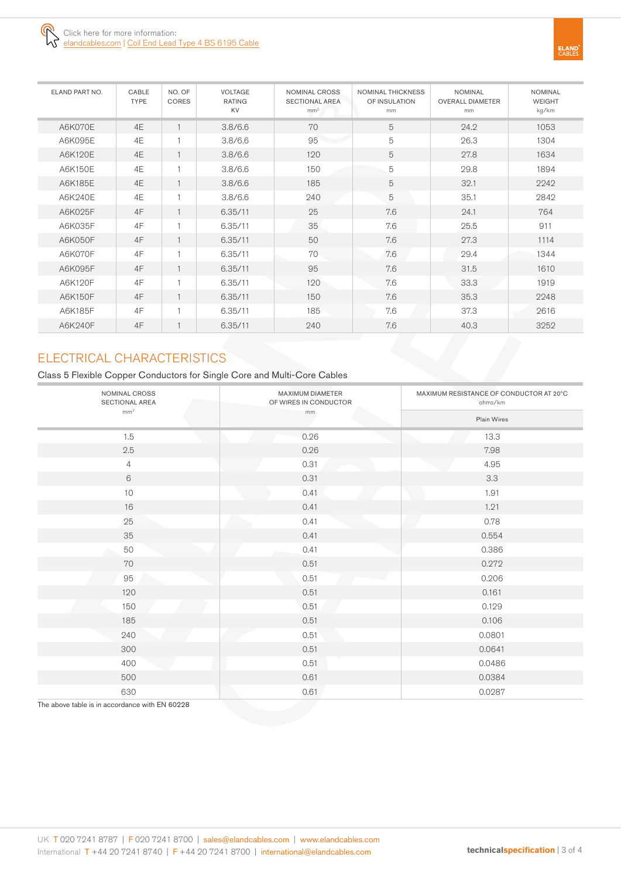Click here for more information:
elandcables.com | Coil End Lead Type 4 BS 6195 Cable

| ELAND PART NO. | CABLE TYPE | NO. OF CORES | VOLTAGE RATING KV | NOMINAL CROSS SECTIONAL AREA $mm^2$ | NOMINAL THICKNESS OF INSULATION mm | NOMINAL OVERALL DIAMETER mm | NOMINAL WEIGHT kg/km |
|---|---|---|---|---|---|---|---|
| A6K070E | 4E | 1 | 3.8/6.6 | 70 | 5 | 24.2 | 1053 |
| A6K095E | 4E | 1 | 3.8/6.6 | 95 | 5 | 26.3 | 1304 |
| A6K120E | 4E | 1 | 3.8/6.6 | 120 | 5 | 27.8 | 1634 |
| A6K150E | 4E | 1 | 3.8/6.6 | 150 | 5 | 29.8 | 1894 |
| A6K185E | 4E | 1 | 3.8/6.6 | 185 | 5 | 32.1 | 2242 |
| A6K240E | 4E | 1 | 3.8/6.6 | 240 | 5 | 35.1 | 2842 |
| A6K025F | 4F | 1 | 6.35/11 | 25 | 7.6 | 24.1 | 764 |
| A6K035F | 4F | 1 | 6.35/11 | 35 | 7.6 | 25.5 | 911 |
| A6K050F | 4F | 1 | 6.35/11 | 50 | 7.6 | 27.3 | 1114 |
| A6K070F | 4F | 1 | 6.35/11 | 70 | 7.6 | 29.4 | 1344 |
| A6K095F | 4F | 1 | 6.35/11 | 95 | 7.6 | 31.5 | 1610 |
| A6K120F | 4F | 1 | 6.35/11 | 120 | 7.6 | 33.3 | 1919 |
| A6K150F | 4F | 1 | 6.35/11 | 150 | 7.6 | 35.3 | 2248 |
| A6K185F | 4F | 1 | 6.35/11 | 185 | 7.6 | 37.3 | 2616 |
| A6K240F | 4F | 1 | 6.35/11 | 240 | 7.6 | 40.3 | 3252 |

## ELECTRICAL CHARACTERISTICS

Class 5 Flexible Copper Conductors for Single Core and Multi-Core Cables

| NOMINAL CROSS SECTIONAL AREA $mm^2$ | MAXIMUM DIAMETER OF WIRES IN CONDUCTOR mm | MAXIMUM RESISTANCE OF CONDUCTOR AT 20°C ohms/km |
|---|---|---|
| | | Plain Wires |
| 1.5 | 0.26 | 13.3 |
| 2.5 | 0.26 | 7.98 |
| 4 | 0.31 | 4.95 |
| 6 | 0.31 | 3.3 |
| 10 | 0.41 | 1.91 |
| 16 | 0.41 | 1.21 |
| 25 | 0.41 | 0.78 |
| 35 | 0.41 | 0.554 |
| 50 | 0.41 | 0.386 |
| 70 | 0.51 | 0.272 |
| 95 | 0.51 | 0.206 |
| 120 | 0.51 | 0.161 |
| 150 | 0.51 | 0.129 |
| 185 | 0.51 | 0.106 |
| 240 | 0.51 | 0.0801 |
| 300 | 0.51 | 0.0641 |
| 400 | 0.51 | 0.0486 |
| 500 | 0.61 | 0.0384 |
| 630 | 0.61 | 0.0287 |

The above table is in accordance with EN 60228

UK T 020 7241 8787 | F 020 7241 8700 | sales@elandcables.com | www.elandcables.com
International T +44 20 7241 8740 | F +44 20 7241 8700 | international@elandcables.com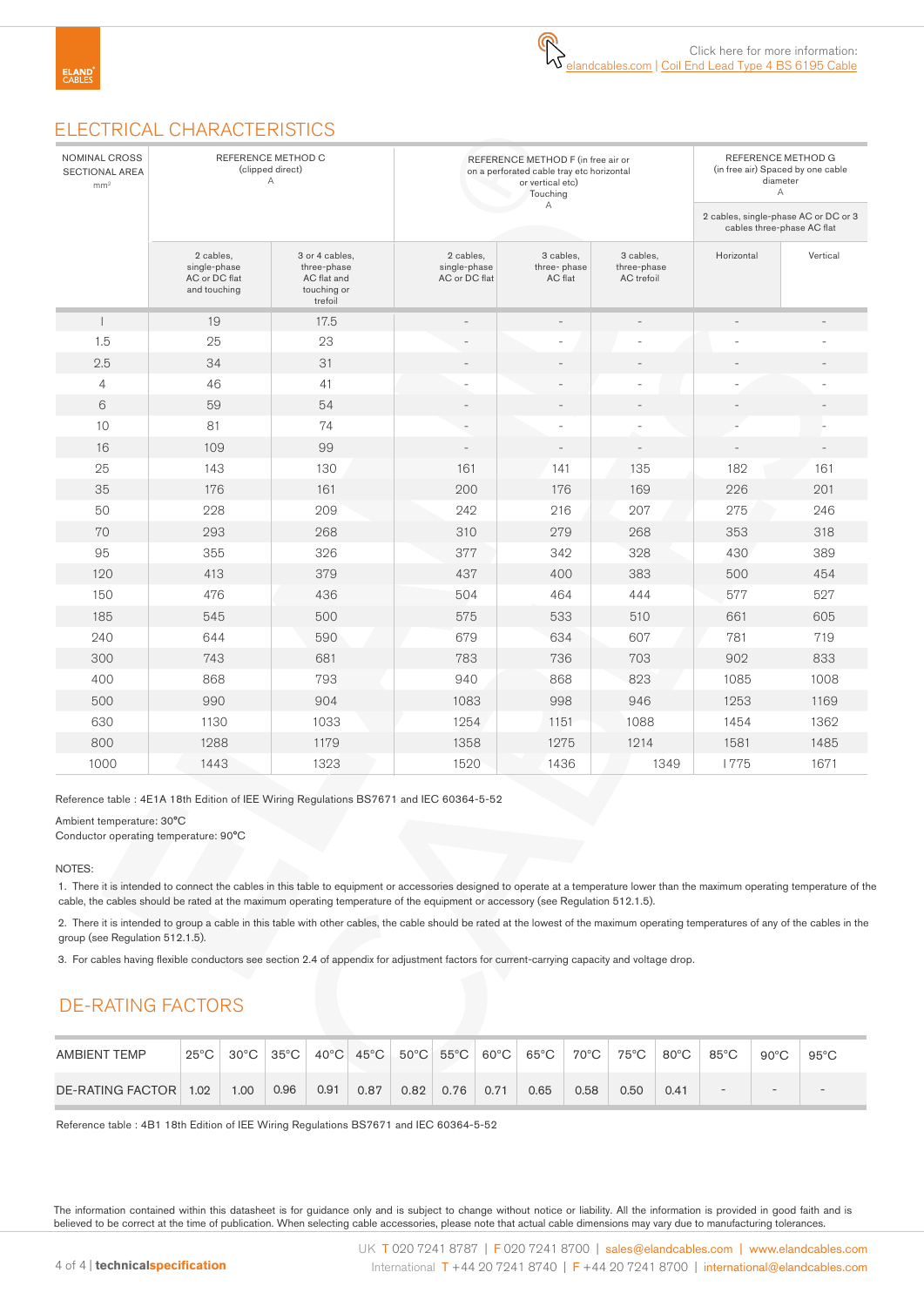Click here for more information: elandcables.com | Coil End Lead Type 4 BS 6195 Cable

## ELECTRICAL CHARACTERISTICS

| NOMINAL CROSS SECTIONAL AREA mm² | REFERENCE METHOD C (clipped direct) A | | REFERENCE METHOD F (in free air or on a perforated cable tray etc horizontal or vertical etc) Touching A | | | REFERENCE METHOD G (in free air) Spaced by one cable diameter A 2 cables, single-phase AC or DC or 3 cables three-phase AC flat | |
|---|---|---|---|---|---|---|---|
| | 2 cables, single-phase AC or DC flat and touching | 3 or 4 cables, three-phase AC flat and touching or trefoil | 2 cables, single-phase AC or DC flat | 3 cables, three- phase AC flat | 3 cables, three-phase AC trefoil | Horizontal | Vertical |
| 1 | 19 | 17.5 | - | - | - | - | - |
| 1.5 | 25 | 23 | - | - | - | - | - |
| 2.5 | 34 | 31 | - | - | - | - | - |
| 4 | 46 | 41 | - | - | - | - | - |
| 6 | 59 | 54 | - | - | - | - | - |
| 10 | 81 | 74 | - | - | - | - | - |
| 16 | 109 | 99 | - | - | - | - | - |
| 25 | 143 | 130 | 161 | 141 | 135 | 182 | 161 |
| 35 | 176 | 161 | 200 | 176 | 169 | 226 | 201 |
| 50 | 228 | 209 | 242 | 216 | 207 | 275 | 246 |
| 70 | 293 | 268 | 310 | 279 | 268 | 353 | 318 |
| 95 | 355 | 326 | 377 | 342 | 328 | 430 | 389 |
| 120 | 413 | 379 | 437 | 400 | 383 | 500 | 454 |
| 150 | 476 | 436 | 504 | 464 | 444 | 577 | 527 |
| 185 | 545 | 500 | 575 | 533 | 510 | 661 | 605 |
| 240 | 644 | 590 | 679 | 634 | 607 | 781 | 719 |
| 300 | 743 | 681 | 783 | 736 | 703 | 902 | 833 |
| 400 | 868 | 793 | 940 | 868 | 823 | 1085 | 1008 |
| 500 | 990 | 904 | 1083 | 998 | 946 | 1253 | 1169 |
| 630 | 1130 | 1033 | 1254 | 1151 | 1088 | 1454 | 1362 |
| 800 | 1288 | 1179 | 1358 | 1275 | 1214 | 1581 | 1485 |
| 1000 | 1443 | 1323 | 1520 | 1436 | 1349 | 1775 | 1671 |

Reference table : 4E1A 18th Edition of IEE Wiring Regulations BS7671 and IEC 60364-5-52

Ambient temperature: 30°C
Conductor operating temperature: 90°C

NOTES:

1. There it is intended to connect the cables in this table to equipment or accessories designed to operate at a temperature lower than the maximum operating temperature of the cable, the cables should be rated at the maximum operating temperature of the equipment or accessory (see Regulation 512.1.5).
2. There it is intended to group a cable in this table with other cables, the cable should be rated at the lowest of the maximum operating temperatures of any of the cables in the group (see Regulation 512.1.5).
3. For cables having flexible conductors see section 2.4 of appendix for adjustment factors for current-carrying capacity and voltage drop.

## DE-RATING FACTORS

| AMBIENT TEMP | 25°C | 30°C | 35°C | 40°C | 45°C | 50°C | 55°C | 60°C | 65°C | 70°C | 75°C | 80°C | 85°C | 90°C | 95°C |
|---|---|---|---|---|---|---|---|---|---|---|---|---|---|---|---|
| DE-RATING FACTOR | 1.02 | 1.00 | 0.96 | 0.91 | 0.87 | 0.82 | 0.76 | 0.71 | 0.65 | 0.58 | 0.50 | 0.41 | - | - | - |

Reference table : 4B1 18th Edition of IEE Wiring Regulations BS7671 and IEC 60364-5-52

The information contained within this datasheet is for guidance only and is subject to change without notice or liability. All the information is provided in good faith and is believed to be correct at the time of publication. When selecting cable accessories, please note that actual cable dimensions may vary due to manufacturing tolerances.

UK T 020 7241 8787 | F 020 7241 8700 | sales@elandcables.com | www.elandcables.com
International T +44 20 7241 8740 | F +44 20 7241 8700 | international@elandcables.com